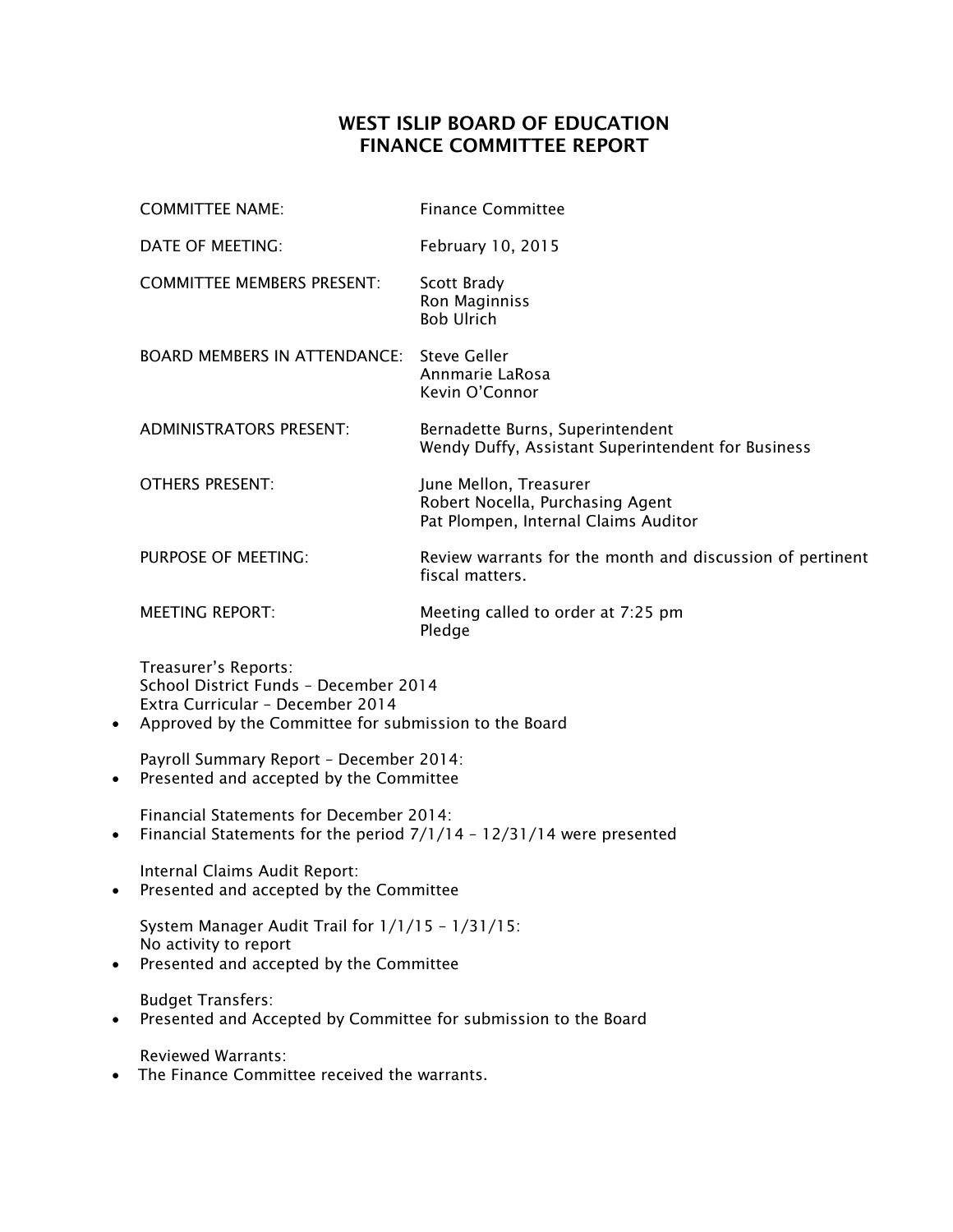# WEST ISLIP BOARD OF EDUCATION
# FINANCE COMMITTEE REPORT

| | |
|---|---|
| COMMITTEE NAME: | Finance Committee |
| DATE OF MEETING: | February 10, 2015 |
| COMMITTEE MEMBERS PRESENT: | Scott Brady<br>Ron Maginniss<br>Bob Ulrich |
| BOARD MEMBERS IN ATTENDANCE: | Steve Geller<br>Annmarie LaRosa<br>Kevin O'Connor |
| ADMINISTRATORS PRESENT: | Bernadette Burns, Superintendent<br>Wendy Duffy, Assistant Superintendent for Business |
| OTHERS PRESENT: | June Mellon, Treasurer<br>Robert Nocella, Purchasing Agent<br>Pat Plompen, Internal Claims Auditor |
| PURPOSE OF MEETING: | Review warrants for the month and discussion of pertinent fiscal matters. |
| MEETING REPORT: | Meeting called to order at 7:25 pm<br>Pledge |

Treasurer's Reports:
School District Funds – December 2014
Extra Curricular – December 2014
- Approved by the Committee for submission to the Board

Payroll Summary Report – December 2014:
- Presented and accepted by the Committee

Financial Statements for December 2014:
- Financial Statements for the period 7/1/14 – 12/31/14 were presented

Internal Claims Audit Report:
- Presented and accepted by the Committee

System Manager Audit Trail for 1/1/15 – 1/31/15:
No activity to report
- Presented and accepted by the Committee

Budget Transfers:
- Presented and Accepted by Committee for submission to the Board

Reviewed Warrants:
- The Finance Committee received the warrants.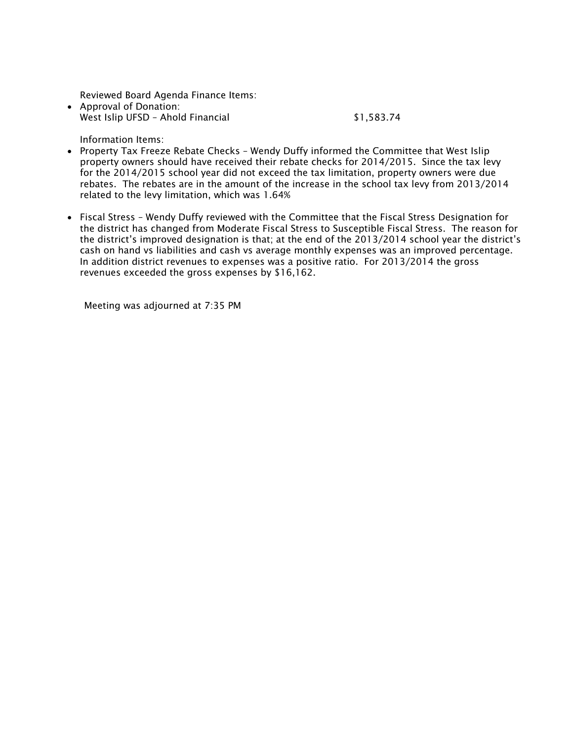Reviewed Board Agenda Finance Items:

- Approval of Donation:
  West Islip UFSD – Ahold Financial $1,583.74

Information Items:

- Property Tax Freeze Rebate Checks – Wendy Duffy informed the Committee that West Islip property owners should have received their rebate checks for 2014/2015. Since the tax levy for the 2014/2015 school year did not exceed the tax limitation, property owners were due rebates. The rebates are in the amount of the increase in the school tax levy from 2013/2014 related to the levy limitation, which was 1.64%

- Fiscal Stress – Wendy Duffy reviewed with the Committee that the Fiscal Stress Designation for the district has changed from Moderate Fiscal Stress to Susceptible Fiscal Stress. The reason for the district's improved designation is that; at the end of the 2013/2014 school year the district's cash on hand vs liabilities and cash vs average monthly expenses was an improved percentage. In addition district revenues to expenses was a positive ratio. For 2013/2014 the gross revenues exceeded the gross expenses by $16,162.

Meeting was adjourned at 7:35 PM